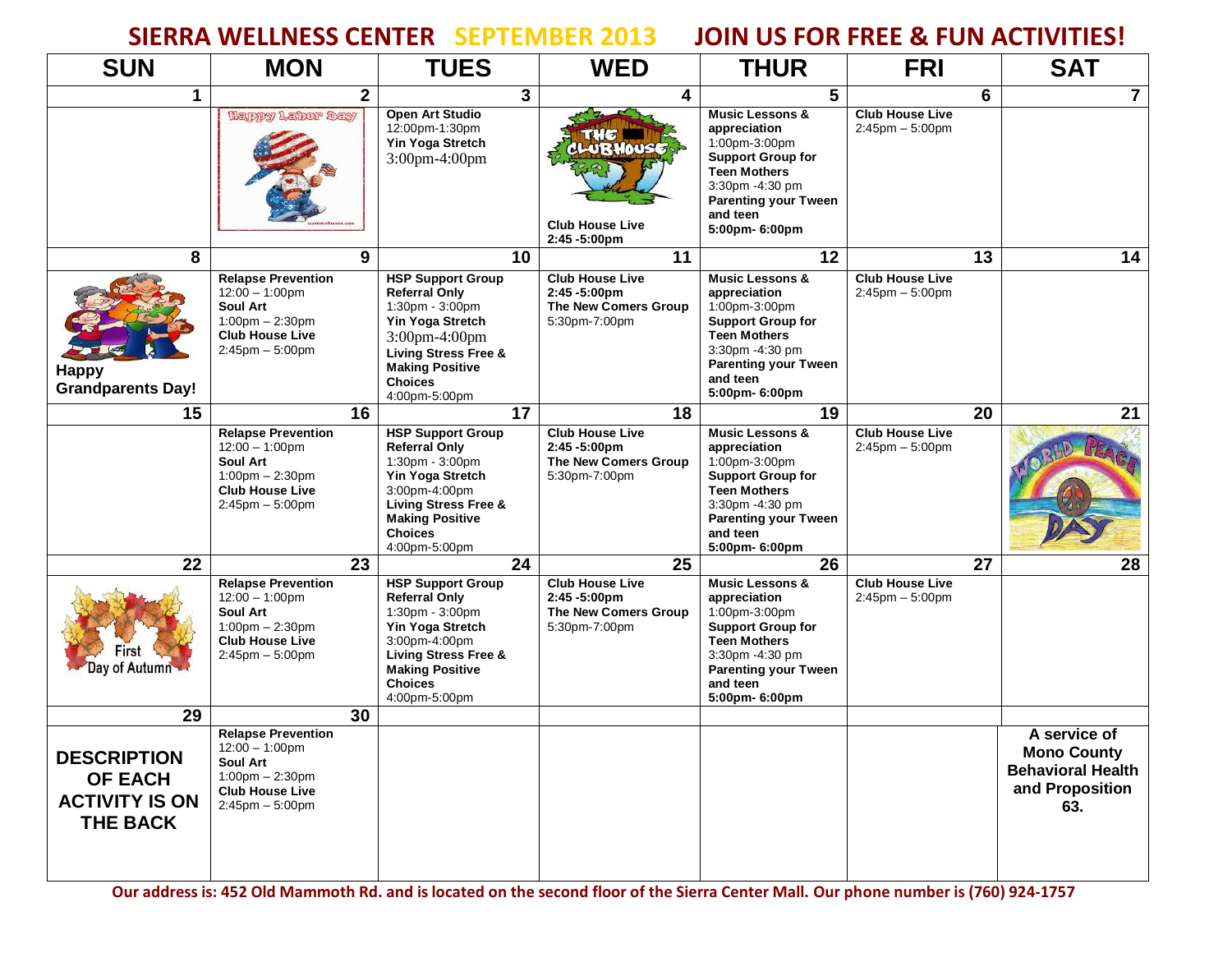# SIERRA WELLNESS CENTER SEPTEMBER 2013 JOIN US FOR FREE & FUN ACTIVITIES!

| SUN | MON | TUES | WED | THUR | FRI | SAT |
|---|---|---|---|---|---|---|
| 1 | 2 | 3 | 4 | 5 | 6 | 7 |
| | Happy Labor Day | **Open Art Studio** 12:00pm-1:30pm **Yin Yoga Stretch** 3:00pm-4:00pm | THE CLUBHOUSE **Club House Live** **2:45 -5:00pm** | **Music Lessons & appreciation** 1:00pm-3:00pm **Support Group for Teen Mothers** 3:30pm -4:30 pm **Parenting your Tween and teen** **5:00pm- 6:00pm** | **Club House Live** 2:45pm – 5:00pm | |
| 8 | 9 | 10 | 11 | 12 | 13 | 14 |
| **Happy Grandparents Day!** | **Relapse Prevention** 12:00 – 1:00pm **Soul Art** 1:00pm – 2:30pm **Club House Live** 2:45pm – 5:00pm | **HSP Support Group Referral Only** 1:30pm - 3:00pm **Yin Yoga Stretch** 3:00pm-4:00pm **Living Stress Free & Making Positive Choices** 4:00pm-5:00pm | **Club House Live** **2:45 -5:00pm** **The New Comers Group** 5:30pm-7:00pm | **Music Lessons & appreciation** 1:00pm-3:00pm **Support Group for Teen Mothers** 3:30pm -4:30 pm **Parenting your Tween and teen** **5:00pm- 6:00pm** | **Club House Live** 2:45pm – 5:00pm | |
| 15 | 16 | 17 | 18 | 19 | 20 | 21 |
| | **Relapse Prevention** 12:00 – 1:00pm **Soul Art** 1:00pm – 2:30pm **Club House Live** 2:45pm – 5:00pm | **HSP Support Group Referral Only** 1:30pm - 3:00pm **Yin Yoga Stretch** 3:00pm-4:00pm **Living Stress Free & Making Positive Choices** 4:00pm-5:00pm | **Club House Live** **2:45 -5:00pm** **The New Comers Group** 5:30pm-7:00pm | **Music Lessons & appreciation** 1:00pm-3:00pm **Support Group for Teen Mothers** 3:30pm -4:30 pm **Parenting your Tween and teen** **5:00pm- 6:00pm** | **Club House Live** 2:45pm – 5:00pm | World Peace Day |
| 22 | 23 | 24 | 25 | 26 | 27 | 28 |
| First Day of Autumn | **Relapse Prevention** 12:00 – 1:00pm **Soul Art** 1:00pm – 2:30pm **Club House Live** 2:45pm – 5:00pm | **HSP Support Group Referral Only** 1:30pm - 3:00pm **Yin Yoga Stretch** 3:00pm-4:00pm **Living Stress Free & Making Positive Choices** 4:00pm-5:00pm | **Club House Live** **2:45 -5:00pm** **The New Comers Group** 5:30pm-7:00pm | **Music Lessons & appreciation** 1:00pm-3:00pm **Support Group for Teen Mothers** 3:30pm -4:30 pm **Parenting your Tween and teen** **5:00pm- 6:00pm** | **Club House Live** 2:45pm – 5:00pm | |
| 29 | 30 | | | | | |
| **DESCRIPTION OF EACH ACTIVITY IS ON THE BACK** | **Relapse Prevention** 12:00 – 1:00pm **Soul Art** 1:00pm – 2:30pm **Club House Live** 2:45pm – 5:00pm | | | | | **A service of Mono County Behavioral Health and Proposition 63.** |

**Our address is: 452 Old Mammoth Rd. and is located on the second floor of the Sierra Center Mall. Our phone number is (760) 924-1757**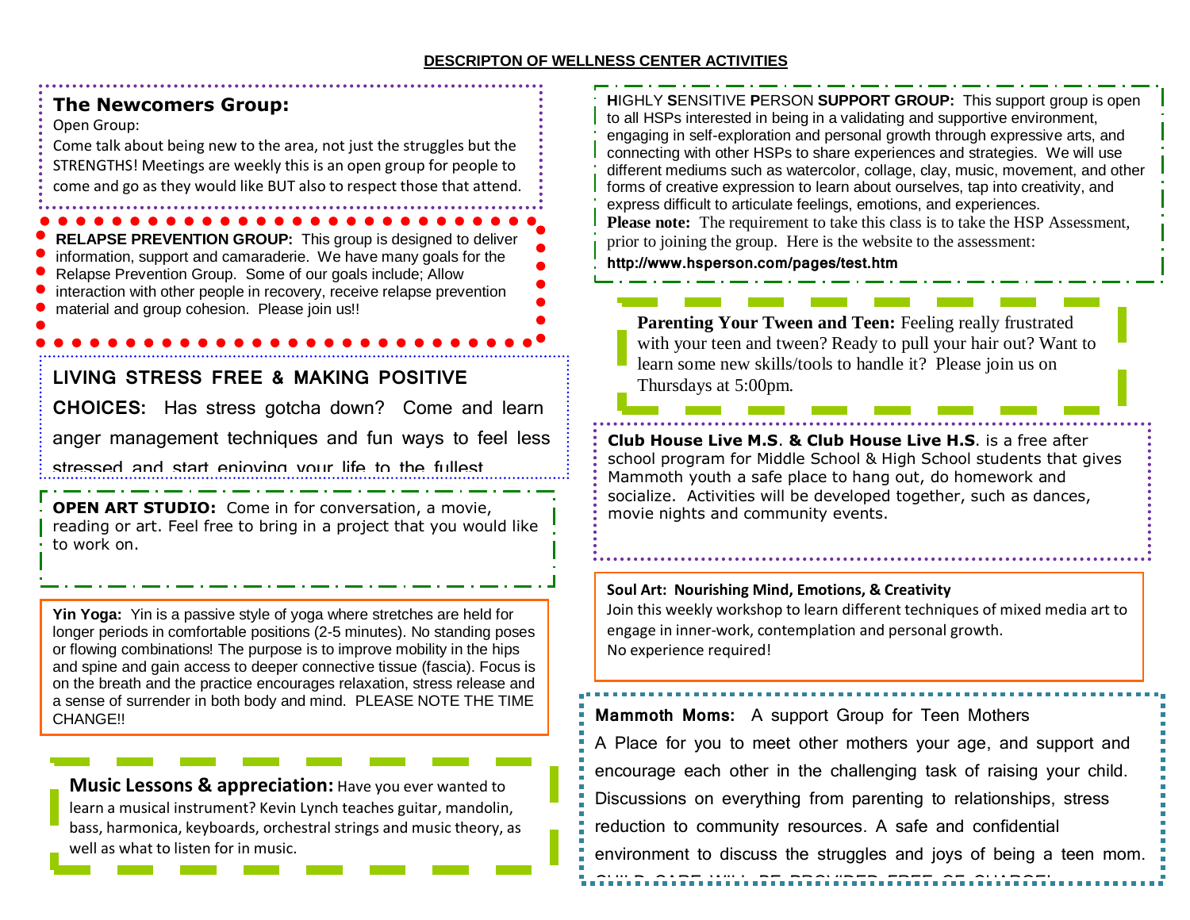**DESCRIPTON OF WELLNESS CENTER ACTIVITIES**

## The Newcomers Group:

Open Group:

Come talk about being new to the area, not just the struggles but the STRENGTHS! Meetings are weekly this is an open group for people to come and go as they would like BUT also to respect those that attend.

**RELAPSE PREVENTION GROUP:** This group is designed to deliver information, support and camaraderie. We have many goals for the Relapse Prevention Group. Some of our goals include; Allow interaction with other people in recovery, receive relapse prevention material and group cohesion. Please join us!!

**LIVING STRESS FREE & MAKING POSITIVE CHOICES:** Has stress gotcha down? Come and learn anger management techniques and fun ways to feel less stressed and start enjoying your life to the fullest

**OPEN ART STUDIO:** Come in for conversation, a movie, reading or art. Feel free to bring in a project that you would like to work on.

**Yin Yoga:** Yin is a passive style of yoga where stretches are held for longer periods in comfortable positions (2-5 minutes). No standing poses or flowing combinations! The purpose is to improve mobility in the hips and spine and gain access to deeper connective tissue (fascia). Focus is on the breath and the practice encourages relaxation, stress release and a sense of surrender in both body and mind. PLEASE NOTE THE TIME CHANGE!!

**Music Lessons & appreciation:** Have you ever wanted to learn a musical instrument? Kevin Lynch teaches guitar, mandolin, bass, harmonica, keyboards, orchestral strings and music theory, as well as what to listen for in music.

**H**IGHLY **S**ENSITIVE **P**ERSON **SUPPORT GROUP:** This support group is open to all HSPs interested in being in a validating and supportive environment, engaging in self-exploration and personal growth through expressive arts, and connecting with other HSPs to share experiences and strategies. We will use different mediums such as watercolor, collage, clay, music, movement, and other forms of creative expression to learn about ourselves, tap into creativity, and express difficult to articulate feelings, emotions, and experiences.
**Please note:** The requirement to take this class is to take the HSP Assessment, prior to joining the group. Here is the website to the assessment:
**http://www.hsperson.com/pages/test.htm**

**Parenting Your Tween and Teen:** Feeling really frustrated with your teen and tween? Ready to pull your hair out? Want to learn some new skills/tools to handle it? Please join us on Thursdays at 5:00pm.

**Club House Live M.S. & Club House Live H.S.** is a free after school program for Middle School & High School students that gives Mammoth youth a safe place to hang out, do homework and socialize. Activities will be developed together, such as dances, movie nights and community events.

**Soul Art: Nourishing Mind, Emotions, & Creativity**

Join this weekly workshop to learn different techniques of mixed media art to engage in inner-work, contemplation and personal growth.
No experience required!

**Mammoth Moms:** A support Group for Teen Mothers

A Place for you to meet other mothers your age, and support and encourage each other in the challenging task of raising your child. Discussions on everything from parenting to relationships, stress reduction to community resources. A safe and confidential environment to discuss the struggles and joys of being a teen mom. CHILD CARE WILL BE PROVIDED FREE OF CHARGE!